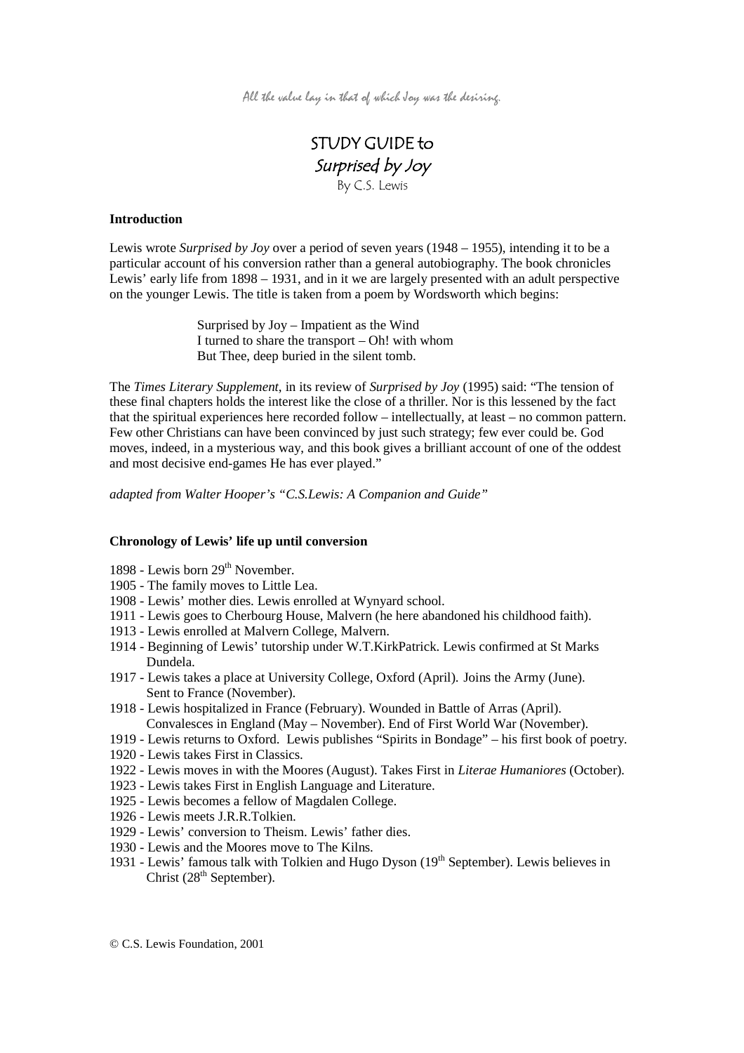*All the value lay in that of which Joy was the desiring.*

# STUDY GUIDE to *Surprised by Joy*

By C.S. Lewis

**Introduction**

Lewis wrote *Surprised by Joy* over a period of seven years (1948 – 1955), intending it to be a particular account of his conversion rather than a general autobiography. The book chronicles Lewis' early life from 1898 – 1931, and in it we are largely presented with an adult perspective on the younger Lewis. The title is taken from a poem by Wordsworth which begins:

> Surprised by Joy – Impatient as the Wind
> I turned to share the transport – Oh! with whom
> But Thee, deep buried in the silent tomb.

The *Times Literary Supplement*, in its review of *Surprised by Joy* (1995) said: "The tension of these final chapters holds the interest like the close of a thriller. Nor is this lessened by the fact that the spiritual experiences here recorded follow – intellectually, at least – no common pattern. Few other Christians can have been convinced by just such strategy; few ever could be. God moves, indeed, in a mysterious way, and this book gives a brilliant account of one of the oddest and most decisive end-games He has ever played."

*adapted from Walter Hooper's "C.S.Lewis: A Companion and Guide"*

**Chronology of Lewis' life up until conversion**

- 1898 - Lewis born 29th November.
- 1905 - The family moves to Little Lea.
- 1908 - Lewis' mother dies. Lewis enrolled at Wynyard school.
- 1911 - Lewis goes to Cherbourg House, Malvern (he here abandoned his childhood faith).
- 1913 - Lewis enrolled at Malvern College, Malvern.
- 1914 - Beginning of Lewis' tutorship under W.T.KirkPatrick. Lewis confirmed at St Marks Dundela.
- 1917 - Lewis takes a place at University College, Oxford (April). Joins the Army (June). Sent to France (November).
- 1918 - Lewis hospitalized in France (February). Wounded in Battle of Arras (April). Convalesces in England (May – November). End of First World War (November).
- 1919 - Lewis returns to Oxford. Lewis publishes "Spirits in Bondage" – his first book of poetry.
- 1920 - Lewis takes First in Classics.
- 1922 - Lewis moves in with the Moores (August). Takes First in *Literae Humaniores* (October).
- 1923 - Lewis takes First in English Language and Literature.
- 1925 - Lewis becomes a fellow of Magdalen College.
- 1926 - Lewis meets J.R.R.Tolkien.
- 1929 - Lewis' conversion to Theism. Lewis' father dies.
- 1930 - Lewis and the Moores move to The Kilns.
- 1931 - Lewis' famous talk with Tolkien and Hugo Dyson (19th September). Lewis believes in Christ (28th September).

© C.S. Lewis Foundation, 2001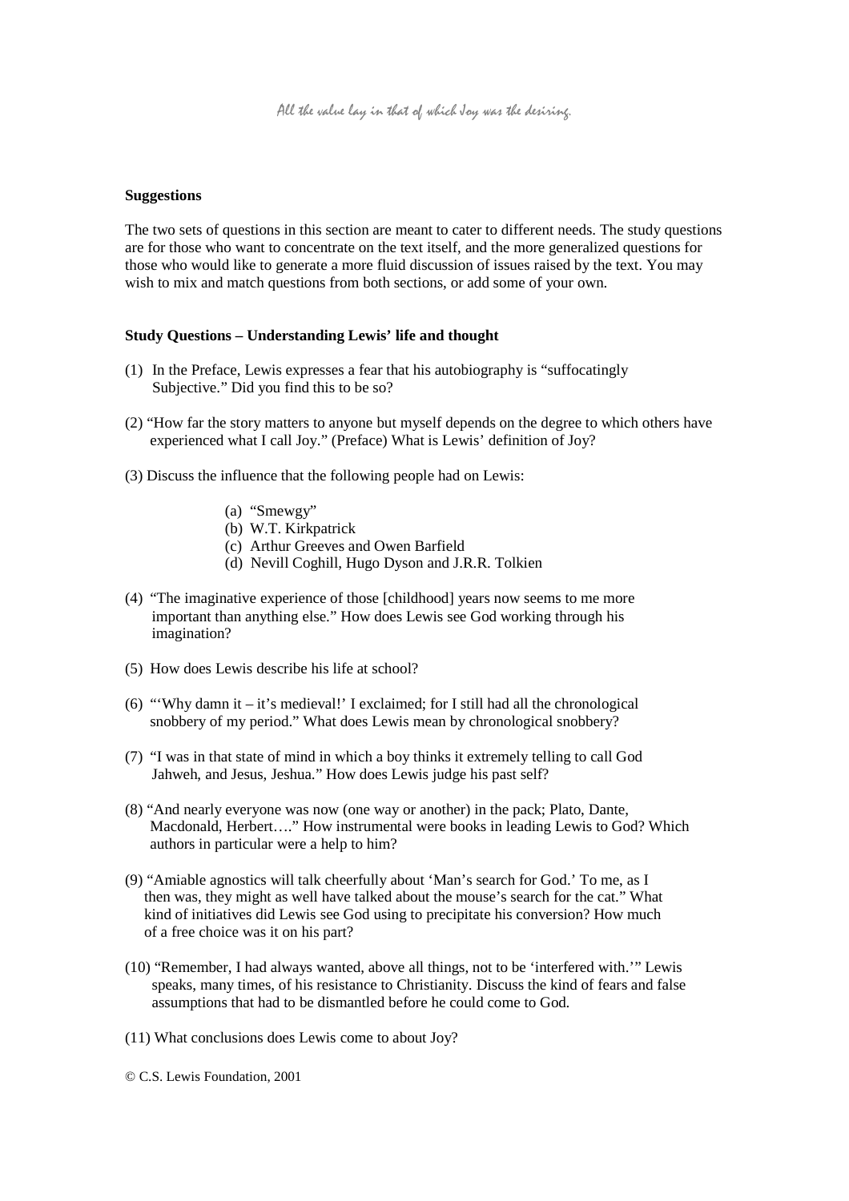*All the value lay in that of which Joy was the desiring.*

**Suggestions**

The two sets of questions in this section are meant to cater to different needs. The study questions are for those who want to concentrate on the text itself, and the more generalized questions for those who would like to generate a more fluid discussion of issues raised by the text. You may wish to mix and match questions from both sections, or add some of your own.

**Study Questions – Understanding Lewis' life and thought**

(1) In the Preface, Lewis expresses a fear that his autobiography is "suffocatingly Subjective." Did you find this to be so?

(2) "How far the story matters to anyone but myself depends on the degree to which others have experienced what I call Joy." (Preface) What is Lewis' definition of Joy?

(3) Discuss the influence that the following people had on Lewis:

- (a) "Smewgy"
- (b) W.T. Kirkpatrick
- (c) Arthur Greeves and Owen Barfield
- (d) Nevill Coghill, Hugo Dyson and J.R.R. Tolkien

(4) "The imaginative experience of those [childhood] years now seems to me more important than anything else." How does Lewis see God working through his imagination?

(5) How does Lewis describe his life at school?

(6) "'Why damn it – it's medieval!' I exclaimed; for I still had all the chronological snobbery of my period." What does Lewis mean by chronological snobbery?

(7) "I was in that state of mind in which a boy thinks it extremely telling to call God Jahweh, and Jesus, Jeshua." How does Lewis judge his past self?

(8) "And nearly everyone was now (one way or another) in the pack; Plato, Dante, Macdonald, Herbert…." How instrumental were books in leading Lewis to God? Which authors in particular were a help to him?

(9) "Amiable agnostics will talk cheerfully about 'Man's search for God.' To me, as I then was, they might as well have talked about the mouse's search for the cat." What kind of initiatives did Lewis see God using to precipitate his conversion? How much of a free choice was it on his part?

(10) "Remember, I had always wanted, above all things, not to be 'interfered with.'" Lewis speaks, many times, of his resistance to Christianity. Discuss the kind of fears and false assumptions that had to be dismantled before he could come to God.

(11) What conclusions does Lewis come to about Joy?

© C.S. Lewis Foundation, 2001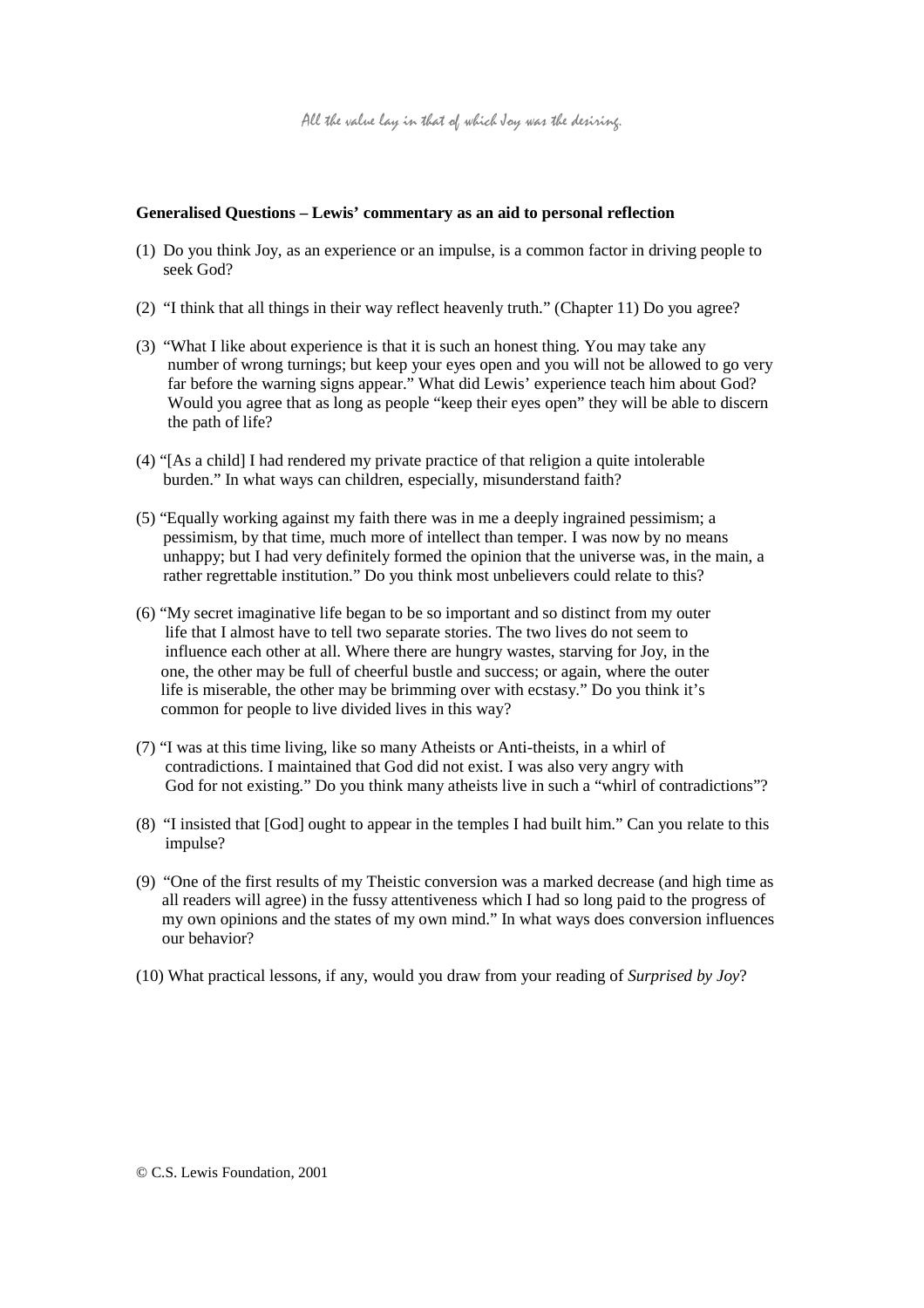*All the value lay in that of which Joy was the desiring.*

**Generalised Questions – Lewis' commentary as an aid to personal reflection**

(1) Do you think Joy, as an experience or an impulse, is a common factor in driving people to seek God?

(2) "I think that all things in their way reflect heavenly truth." (Chapter 11) Do you agree?

(3) "What I like about experience is that it is such an honest thing. You may take any number of wrong turnings; but keep your eyes open and you will not be allowed to go very far before the warning signs appear." What did Lewis' experience teach him about God? Would you agree that as long as people "keep their eyes open" they will be able to discern the path of life?

(4) "[As a child] I had rendered my private practice of that religion a quite intolerable burden." In what ways can children, especially, misunderstand faith?

(5) "Equally working against my faith there was in me a deeply ingrained pessimism; a pessimism, by that time, much more of intellect than temper. I was now by no means unhappy; but I had very definitely formed the opinion that the universe was, in the main, a rather regrettable institution." Do you think most unbelievers could relate to this?

(6) "My secret imaginative life began to be so important and so distinct from my outer life that I almost have to tell two separate stories. The two lives do not seem to influence each other at all. Where there are hungry wastes, starving for Joy, in the one, the other may be full of cheerful bustle and success; or again, where the outer life is miserable, the other may be brimming over with ecstasy." Do you think it's common for people to live divided lives in this way?

(7) "I was at this time living, like so many Atheists or Anti-theists, in a whirl of contradictions. I maintained that God did not exist. I was also very angry with God for not existing." Do you think many atheists live in such a "whirl of contradictions"?

(8) "I insisted that [God] ought to appear in the temples I had built him." Can you relate to this impulse?

(9) "One of the first results of my Theistic conversion was a marked decrease (and high time as all readers will agree) in the fussy attentiveness which I had so long paid to the progress of my own opinions and the states of my own mind." In what ways does conversion influences our behavior?

(10) What practical lessons, if any, would you draw from your reading of *Surprised by Joy*?

© C.S. Lewis Foundation, 2001